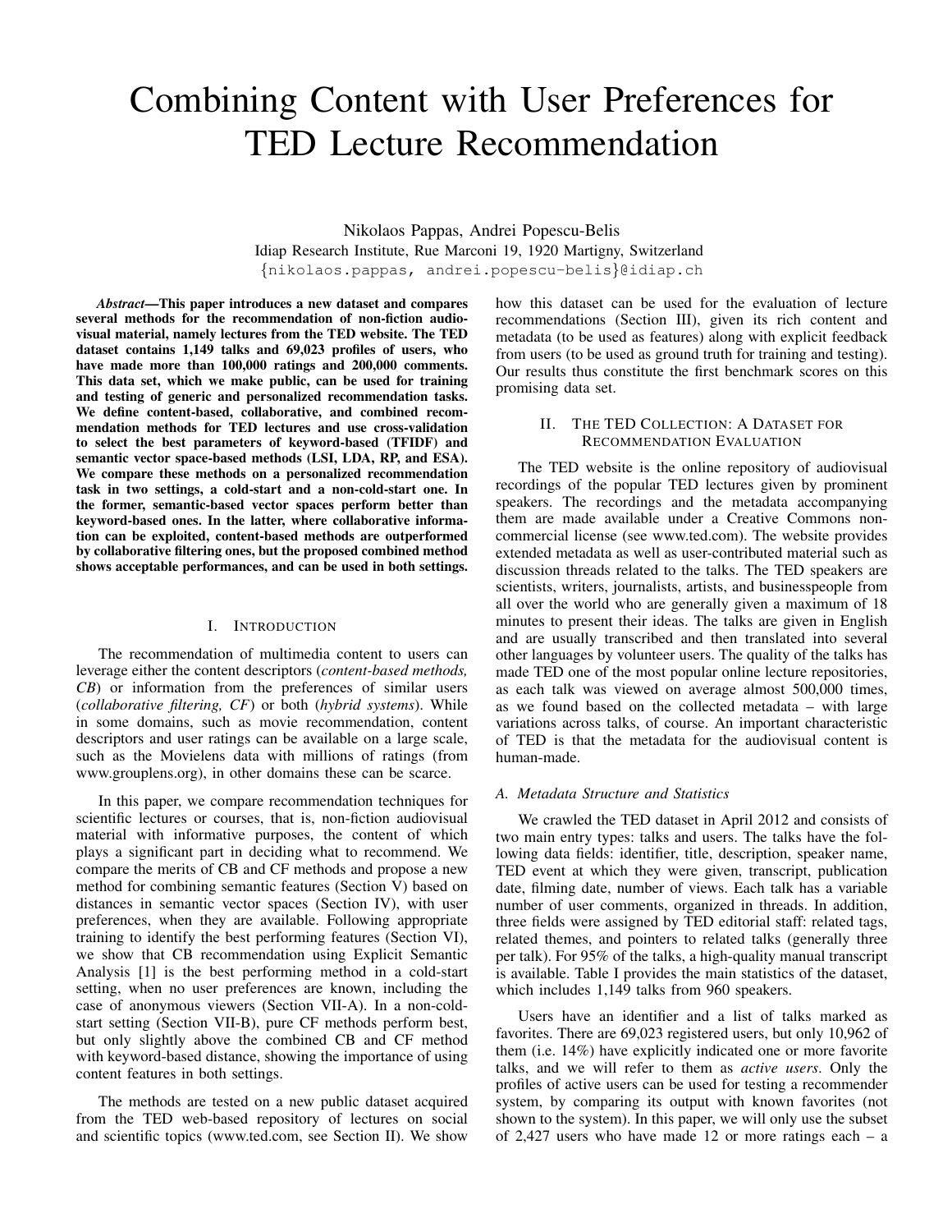# Combining Content with User Preferences for TED Lecture Recommendation

Nikolaos Pappas, Andrei Popescu-Belis
Idiap Research Institute, Rue Marconi 19, 1920 Martigny, Switzerland
{nikolaos.pappas, andrei.popescu-belis}@idiap.ch

***Abstract*—This paper introduces a new dataset and compares several methods for the recommendation of non-fiction audio-visual material, namely lectures from the TED website. The TED dataset contains 1,149 talks and 69,023 profiles of users, who have made more than 100,000 ratings and 200,000 comments. This data set, which we make public, can be used for training and testing of generic and personalized recommendation tasks. We define content-based, collaborative, and combined recommendation methods for TED lectures and use cross-validation to select the best parameters of keyword-based (TFIDF) and semantic vector space-based methods (LSI, LDA, RP, and ESA). We compare these methods on a personalized recommendation task in two settings, a cold-start and a non-cold-start one. In the former, semantic-based vector spaces perform better than keyword-based ones. In the latter, where collaborative information can be exploited, content-based methods are outperformed by collaborative filtering ones, but the proposed combined method shows acceptable performances, and can be used in both settings.**

## I. Introduction

The recommendation of multimedia content to users can leverage either the content descriptors (*content-based methods, CB*) or information from the preferences of similar users (*collaborative filtering, CF*) or both (*hybrid systems*). While in some domains, such as movie recommendation, content descriptors and user ratings can be available on a large scale, such as the Movielens data with millions of ratings (from www.grouplens.org), in other domains these can be scarce.

In this paper, we compare recommendation techniques for scientific lectures or courses, that is, non-fiction audiovisual material with informative purposes, the content of which plays a significant part in deciding what to recommend. We compare the merits of CB and CF methods and propose a new method for combining semantic features (Section V) based on distances in semantic vector spaces (Section IV), with user preferences, when they are available. Following appropriate training to identify the best performing features (Section VI), we show that CB recommendation using Explicit Semantic Analysis [1] is the best performing method in a cold-start setting, when no user preferences are known, including the case of anonymous viewers (Section VII-A). In a non-cold-start setting (Section VII-B), pure CF methods perform best, but only slightly above the combined CB and CF method with keyword-based distance, showing the importance of using content features in both settings.

The methods are tested on a new public dataset acquired from the TED web-based repository of lectures on social and scientific topics (www.ted.com, see Section II). We show how this dataset can be used for the evaluation of lecture recommendations (Section III), given its rich content and metadata (to be used as features) along with explicit feedback from users (to be used as ground truth for training and testing). Our results thus constitute the first benchmark scores on this promising data set.

## II. The TED Collection: A Dataset for Recommendation Evaluation

The TED website is the online repository of audiovisual recordings of the popular TED lectures given by prominent speakers. The recordings and the metadata accompanying them are made available under a Creative Commons non-commercial license (see www.ted.com). The website provides extended metadata as well as user-contributed material such as discussion threads related to the talks. The TED speakers are scientists, writers, journalists, artists, and businesspeople from all over the world who are generally given a maximum of 18 minutes to present their ideas. The talks are given in English and are usually transcribed and then translated into several other languages by volunteer users. The quality of the talks has made TED one of the most popular online lecture repositories, as each talk was viewed on average almost 500,000 times, as we found based on the collected metadata – with large variations across talks, of course. An important characteristic of TED is that the metadata for the audiovisual content is human-made.

### A. Metadata Structure and Statistics

We crawled the TED dataset in April 2012 and consists of two main entry types: talks and users. The talks have the following data fields: identifier, title, description, speaker name, TED event at which they were given, transcript, publication date, filming date, number of views. Each talk has a variable number of user comments, organized in threads. In addition, three fields were assigned by TED editorial staff: related tags, related themes, and pointers to related talks (generally three per talk). For 95% of the talks, a high-quality manual transcript is available. Table I provides the main statistics of the dataset, which includes 1,149 talks from 960 speakers.

Users have an identifier and a list of talks marked as favorites. There are 69,023 registered users, but only 10,962 of them (i.e. 14%) have explicitly indicated one or more favorite talks, and we will refer to them as *active users*. Only the profiles of active users can be used for testing a recommender system, by comparing its output with known favorites (not shown to the system). In this paper, we will only use the subset of 2,427 users who have made 12 or more ratings each – a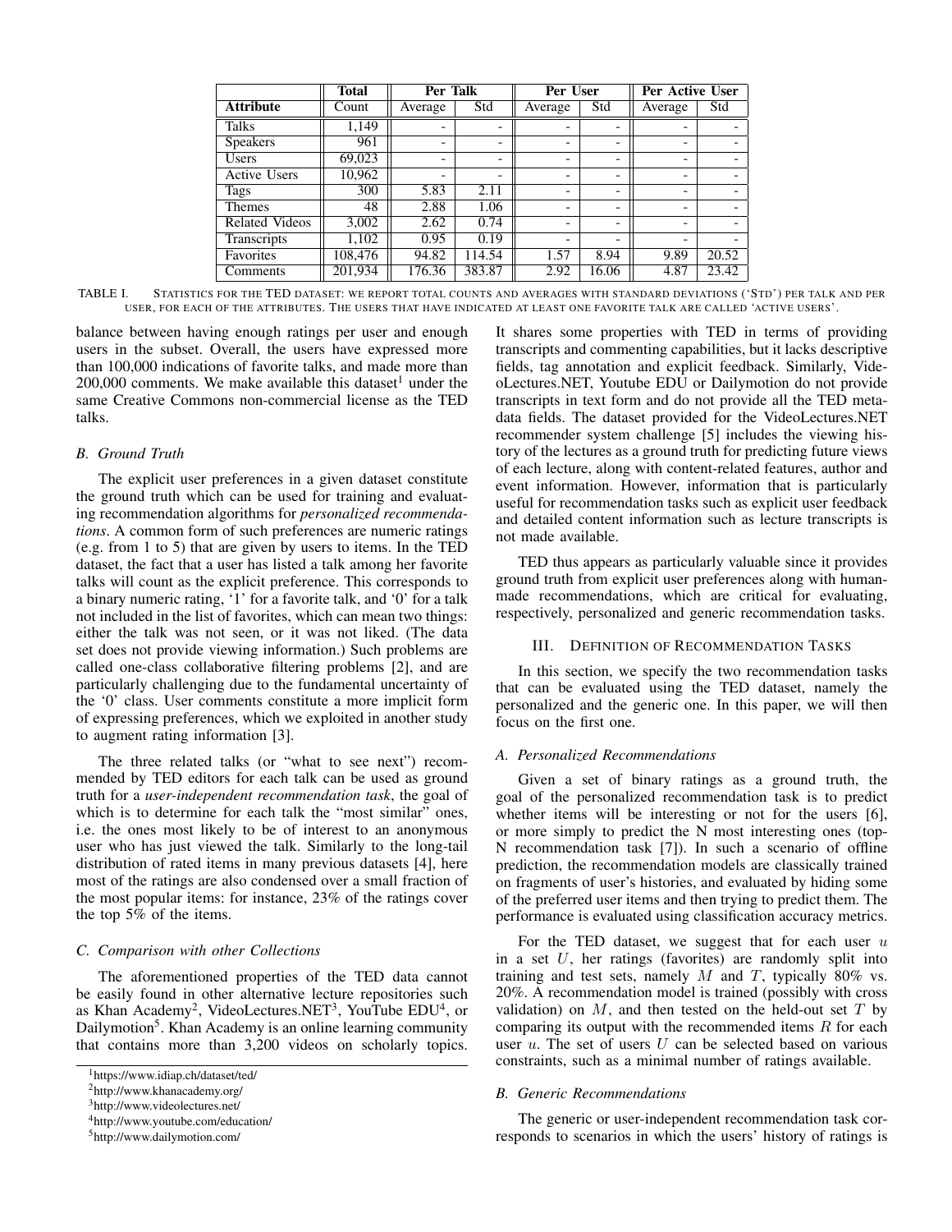| | Total | Per Talk | | Per User | | Per Active User | |
|---|---|---|---|---|---|---|---|
| **Attribute** | Count | Average | Std | Average | Std | Average | Std |
| Talks | 1,149 | - | - | - | - | - | - |
| Speakers | 961 | - | - | - | - | - | - |
| Users | 69,023 | - | - | - | - | - | - |
| Active Users | 10,962 | - | - | - | - | - | - |
| Tags | 300 | 5.83 | 2.11 | - | - | - | - |
| Themes | 48 | 2.88 | 1.06 | - | - | - | - |
| Related Videos | 3,002 | 2.62 | 0.74 | - | - | - | - |
| Transcripts | 1,102 | 0.95 | 0.19 | - | - | - | - |
| Favorites | 108,476 | 94.82 | 114.54 | 1.57 | 8.94 | 9.89 | 20.52 |
| Comments | 201,934 | 176.36 | 383.87 | 2.92 | 16.06 | 4.87 | 23.42 |

TABLE I. STATISTICS FOR THE TED DATASET: WE REPORT TOTAL COUNTS AND AVERAGES WITH STANDARD DEVIATIONS ('STD') PER TALK AND PER USER, FOR EACH OF THE ATTRIBUTES. THE USERS THAT HAVE INDICATED AT LEAST ONE FAVORITE TALK ARE CALLED 'ACTIVE USERS'.

balance between having enough ratings per user and enough users in the subset. Overall, the users have expressed more than 100,000 indications of favorite talks, and made more than 200,000 comments. We make available this dataset[1] under the same Creative Commons non-commercial license as the TED talks.

### B. Ground Truth

The explicit user preferences in a given dataset constitute the ground truth which can be used for training and evaluating recommendation algorithms for *personalized recommendations*. A common form of such preferences are numeric ratings (e.g. from 1 to 5) that are given by users to items. In the TED dataset, the fact that a user has listed a talk among her favorite talks will count as the explicit preference. This corresponds to a binary numeric rating, '1' for a favorite talk, and '0' for a talk not included in the list of favorites, which can mean two things: either the talk was not seen, or it was not liked. (The data set does not provide viewing information.) Such problems are called one-class collaborative filtering problems [2], and are particularly challenging due to the fundamental uncertainty of the '0' class. User comments constitute a more implicit form of expressing preferences, which we exploited in another study to augment rating information [3].

The three related talks (or "what to see next") recommended by TED editors for each talk can be used as ground truth for a *user-independent recommendation task*, the goal of which is to determine for each talk the "most similar" ones, i.e. the ones most likely to be of interest to an anonymous user who has just viewed the talk. Similarly to the long-tail distribution of rated items in many previous datasets [4], here most of the ratings are also condensed over a small fraction of the most popular items: for instance, 23% of the ratings cover the top 5% of the items.

### C. Comparison with other Collections

The aforementioned properties of the TED data cannot be easily found in other alternative lecture repositories such as Khan Academy[2], VideoLectures.NET[3], YouTube EDU[4], or Dailymotion[5]. Khan Academy is an online learning community that contains more than 3,200 videos on scholarly topics. It shares some properties with TED in terms of providing transcripts and commenting capabilities, but it lacks descriptive fields, tag annotation and explicit feedback. Similarly, VideoLectures.NET, Youtube EDU or Dailymotion do not provide transcripts in text form and do not provide all the TED metadata fields. The dataset provided for the VideoLectures.NET recommender system challenge [5] includes the viewing history of the lectures as a ground truth for predicting future views of each lecture, along with content-related features, author and event information. However, information that is particularly useful for recommendation tasks such as explicit user feedback and detailed content information such as lecture transcripts is not made available.

TED thus appears as particularly valuable since it provides ground truth from explicit user preferences along with human-made recommendations, which are critical for evaluating, respectively, personalized and generic recommendation tasks.

## III. DEFINITION OF RECOMMENDATION TASKS

In this section, we specify the two recommendation tasks that can be evaluated using the TED dataset, namely the personalized and the generic one. In this paper, we will then focus on the first one.

### A. Personalized Recommendations

Given a set of binary ratings as a ground truth, the goal of the personalized recommendation task is to predict whether items will be interesting or not for the users [6], or more simply to predict the N most interesting ones (top-N recommendation task [7]). In such a scenario of offline prediction, the recommendation models are classically trained on fragments of user's histories, and evaluated by hiding some of the preferred user items and then trying to predict them. The performance is evaluated using classification accuracy metrics.

For the TED dataset, we suggest that for each user $u$ in a set $U$, her ratings (favorites) are randomly split into training and test sets, namely $M$ and $T$, typically 80% vs. 20%. A recommendation model is trained (possibly with cross validation) on $M$, and then tested on the held-out set $T$ by comparing its output with the recommended items $R$ for each user $u$. The set of users $U$ can be selected based on various constraints, such as a minimal number of ratings available.

### B. Generic Recommendations

The generic or user-independent recommendation task corresponds to scenarios in which the users' history of ratings is

[1] https://www.idiap.ch/dataset/ted/

[2] http://www.khanacademy.org/

[3] http://www.videolectures.net/

[4] http://www.youtube.com/education/

[5] http://www.dailymotion.com/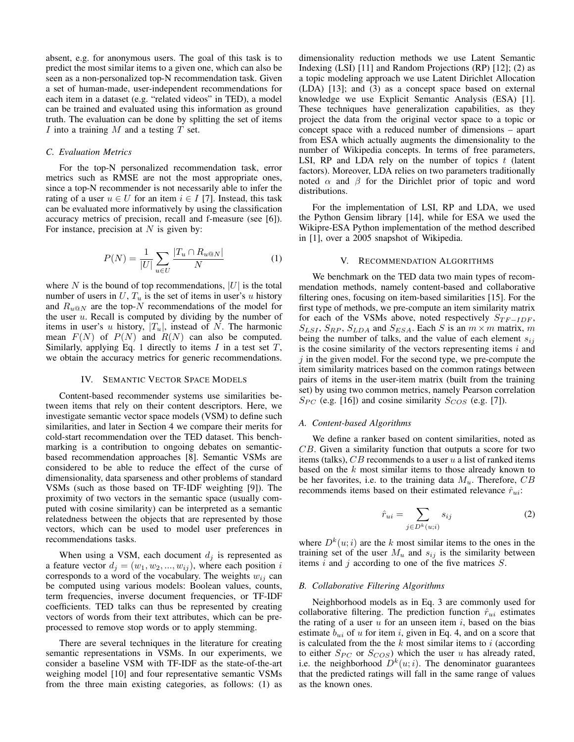absent, e.g. for anonymous users. The goal of this task is to predict the most similar items to a given one, which can also be seen as a non-personalized top-N recommendation task. Given a set of human-made, user-independent recommendations for each item in a dataset (e.g. "related videos" in TED), a model can be trained and evaluated using this information as ground truth. The evaluation can be done by splitting the set of items $I$ into a training $M$ and a testing $T$ set.

### C. Evaluation Metrics

For the top-N personalized recommendation task, error metrics such as RMSE are not the most appropriate ones, since a top-N recommender is not necessarily able to infer the rating of a user $u \in U$ for an item $i \in I$ [7]. Instead, this task can be evaluated more informatively by using the classification accuracy metrics of precision, recall and f-measure (see [6]). For instance, precision at $N$ is given by:

$$P(N) = \frac{1}{|U|} \sum_{u \in U} \frac{|T_u \cap R_{u@N}|}{N} \tag{1}$$

where $N$ is the bound of top recommendations, $|U|$ is the total number of users in $U$, $T_u$ is the set of items in user's $u$ history and $R_{u@N}$ are the top-$N$ recommendations of the model for the user $u$. Recall is computed by dividing by the number of items in user's $u$ history, $|T_u|$, instead of $N$. The harmonic mean $F(N)$ of $P(N)$ and $R(N)$ can also be computed. Similarly, applying Eq. 1 directly to items $I$ in a test set $T$, we obtain the accuracy metrics for generic recommendations.

## IV. Semantic Vector Space Models

Content-based recommender systems use similarities between items that rely on their content descriptors. Here, we investigate semantic vector space models (VSM) to define such similarities, and later in Section 4 we compare their merits for cold-start recommendation over the TED dataset. This benchmarking is a contribution to ongoing debates on semantic-based recommendation approaches [8]. Semantic VSMs are considered to be able to reduce the effect of the curse of dimensionality, data sparseness and other problems of standard VSMs (such as those based on TF-IDF weighting [9]). The proximity of two vectors in the semantic space (usually computed with cosine similarity) can be interpreted as a semantic relatedness between the objects that are represented by those vectors, which can be used to model user preferences in recommendations tasks.

When using a VSM, each document $d_j$ is represented as a feature vector $d_j = (w_1, w_2, ..., w_{ij})$, where each position $i$ corresponds to a word of the vocabulary. The weights $w_{ij}$ can be computed using various models: Boolean values, counts, term frequencies, inverse document frequencies, or TF-IDF coefficients. TED talks can thus be represented by creating vectors of words from their text attributes, which can be pre-processed to remove stop words or to apply stemming.

There are several techniques in the literature for creating semantic representations in VSMs. In our experiments, we consider a baseline VSM with TF-IDF as the state-of-the-art weighing model [10] and four representative semantic VSMs from the three main existing categories, as follows: (1) as dimensionality reduction methods we use Latent Semantic Indexing (LSI) [11] and Random Projections (RP) [12]; (2) as a topic modeling approach we use Latent Dirichlet Allocation (LDA) [13]; and (3) as a concept space based on external knowledge we use Explicit Semantic Analysis (ESA) [1]. These techniques have generalization capabilities, as they project the data from the original vector space to a topic or concept space with a reduced number of dimensions – apart from ESA which actually augments the dimensionality to the number of Wikipedia concepts. In terms of free parameters, LSI, RP and LDA rely on the number of topics $t$ (latent factors). Moreover, LDA relies on two parameters traditionally noted $\alpha$ and $\beta$ for the Dirichlet prior of topic and word distributions.

For the implementation of LSI, RP and LDA, we used the Python Gensim library [14], while for ESA we used the Wikipre-ESA Python implementation of the method described in [1], over a 2005 snapshot of Wikipedia.

## V. Recommendation Algorithms

We benchmark on the TED data two main types of recommendation methods, namely content-based and collaborative filtering ones, focusing on item-based similarities [15]. For the first type of methods, we pre-compute an item similarity matrix for each of the VSMs above, noted respectively $S_{TF-IDF}$, $S_{LSI}$, $S_{RP}$, $S_{LDA}$ and $S_{ESA}$. Each $S$ is an $m \times m$ matrix, $m$ being the number of talks, and the value of each element $s_{ij}$ is the cosine similarity of the vectors representing items $i$ and $j$ in the given model. For the second type, we pre-compute the item similarity matrices based on the common ratings between pairs of items in the user-item matrix (built from the training set) by using two common metrics, namely Pearson correlation $S_{PC}$ (e.g. [16]) and cosine similarity $S_{COS}$ (e.g. [7]).

### A. Content-based Algorithms

We define a ranker based on content similarities, noted as $CB$. Given a similarity function that outputs a score for two items (talks), $CB$ recommends to a user $u$ a list of ranked items based on the $k$ most similar items to those already known to be her favorites, i.e. to the training data $M_u$. Therefore, $CB$ recommends items based on their estimated relevance $\hat{r}_{ui}$:

$$\hat{r}_{ui} = \sum_{j \in D^k(u;i)} s_{ij} \tag{2}$$

where $D^k(u;i)$ are the $k$ most similar items to the ones in the training set of the user $M_u$ and $s_{ij}$ is the similarity between items $i$ and $j$ according to one of the five matrices $S$.

### B. Collaborative Filtering Algorithms

Neighborhood models as in Eq. 3 are commonly used for collaborative filtering. The prediction function $\hat{r}_{ui}$ estimates the rating of a user $u$ for an unseen item $i$, based on the bias estimate $b_{ui}$ of $u$ for item $i$, given in Eq. 4, and on a score that is calculated from the the $k$ most similar items to $i$ (according to either $S_{PC}$ or $S_{COS}$) which the user $u$ has already rated, i.e. the neighborhood $D^k(u;i)$. The denominator guarantees that the predicted ratings will fall in the same range of values as the known ones.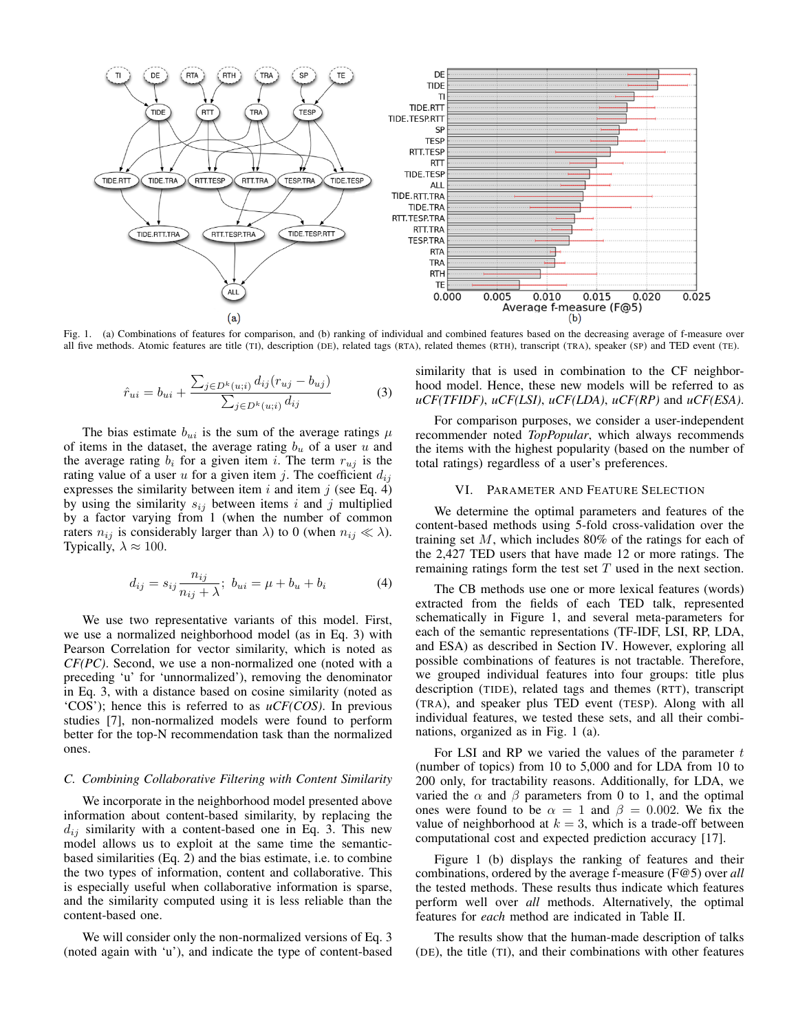Fig. 1. (a) Combinations of features for comparison, and (b) ranking of individual and combined features based on the decreasing average of f-measure over all five methods. Atomic features are title (TI), description (DE), related tags (RTA), related themes (RTH), transcript (TRA), speaker (SP) and TED event (TE).

$$\hat{r}_{ui} = b_{ui} + \frac{\sum_{j \in D^k(u;i)} d_{ij}(r_{uj} - b_{uj})}{\sum_{j \in D^k(u;i)} d_{ij}} \quad (3)$$

The bias estimate $b_{ui}$ is the sum of the average ratings $\mu$ of items in the dataset, the average rating $b_u$ of a user $u$ and the average rating $b_i$ for a given item $i$. The term $r_{uj}$ is the rating value of a user $u$ for a given item $j$. The coefficient $d_{ij}$ expresses the similarity between item $i$ and item $j$ (see Eq. 4) by using the similarity $s_{ij}$ between items $i$ and $j$ multiplied by a factor varying from 1 (when the number of common raters $n_{ij}$ is considerably larger than $\lambda$) to 0 (when $n_{ij} \ll \lambda$). Typically, $\lambda \approx 100$.

$$d_{ij} = s_{ij}\frac{n_{ij}}{n_{ij} + \lambda}; \; b_{ui} = \mu + b_u + b_i \quad (4)$$

We use two representative variants of this model. First, we use a normalized neighborhood model (as in Eq. 3) with Pearson Correlation for vector similarity, which is noted as *CF(PC)*. Second, we use a non-normalized one (noted with a preceding 'u' for 'unnormalized'), removing the denominator in Eq. 3, with a distance based on cosine similarity (noted as 'COS'); hence this is referred to as *uCF(COS)*. In previous studies [7], non-normalized models were found to perform better for the top-N recommendation task than the normalized ones.

### C. Combining Collaborative Filtering with Content Similarity

We incorporate in the neighborhood model presented above information about content-based similarity, by replacing the $d_{ij}$ similarity with a content-based one in Eq. 3. This new model allows us to exploit at the same time the semantic-based similarities (Eq. 2) and the bias estimate, i.e. to combine the two types of information, content and collaborative. This is especially useful when collaborative information is sparse, and the similarity computed using it is less reliable than the content-based one.

We will consider only the non-normalized versions of Eq. 3 (noted again with 'u'), and indicate the type of content-based similarity that is used in combination to the CF neighborhood model. Hence, these new models will be referred to as *uCF(TFIDF)*, *uCF(LSI)*, *uCF(LDA)*, *uCF(RP)* and *uCF(ESA)*.

For comparison purposes, we consider a user-independent recommender noted *TopPopular*, which always recommends the items with the highest popularity (based on the number of total ratings) regardless of a user's preferences.

## VI. Parameter and Feature Selection

We determine the optimal parameters and features of the content-based methods using 5-fold cross-validation over the training set $M$, which includes 80% of the ratings for each of the 2,427 TED users that have made 12 or more ratings. The remaining ratings form the test set $T$ used in the next section.

The CB methods use one or more lexical features (words) extracted from the fields of each TED talk, represented schematically in Figure 1, and several meta-parameters for each of the semantic representations (TF-IDF, LSI, RP, LDA, and ESA) as described in Section IV. However, exploring all possible combinations of features is not tractable. Therefore, we grouped individual features into four groups: title plus description (TIDE), related tags and themes (RTT), transcript (TRA), and speaker plus TED event (TESP). Along with all individual features, we tested these sets, and all their combinations, organized as in Fig. 1 (a).

For LSI and RP we varied the values of the parameter $t$ (number of topics) from 10 to 5,000 and for LDA from 10 to 200 only, for tractability reasons. Additionally, for LDA, we varied the $\alpha$ and $\beta$ parameters from 0 to 1, and the optimal ones were found to be $\alpha = 1$ and $\beta = 0.002$. We fix the value of neighborhood at $k = 3$, which is a trade-off between computational cost and expected prediction accuracy [17].

Figure 1 (b) displays the ranking of features and their combinations, ordered by the average f-measure (F@5) over *all* the tested methods. These results thus indicate which features perform well over *all* methods. Alternatively, the optimal features for *each* method are indicated in Table II.

The results show that the human-made description of talks (DE), the title (TI), and their combinations with other features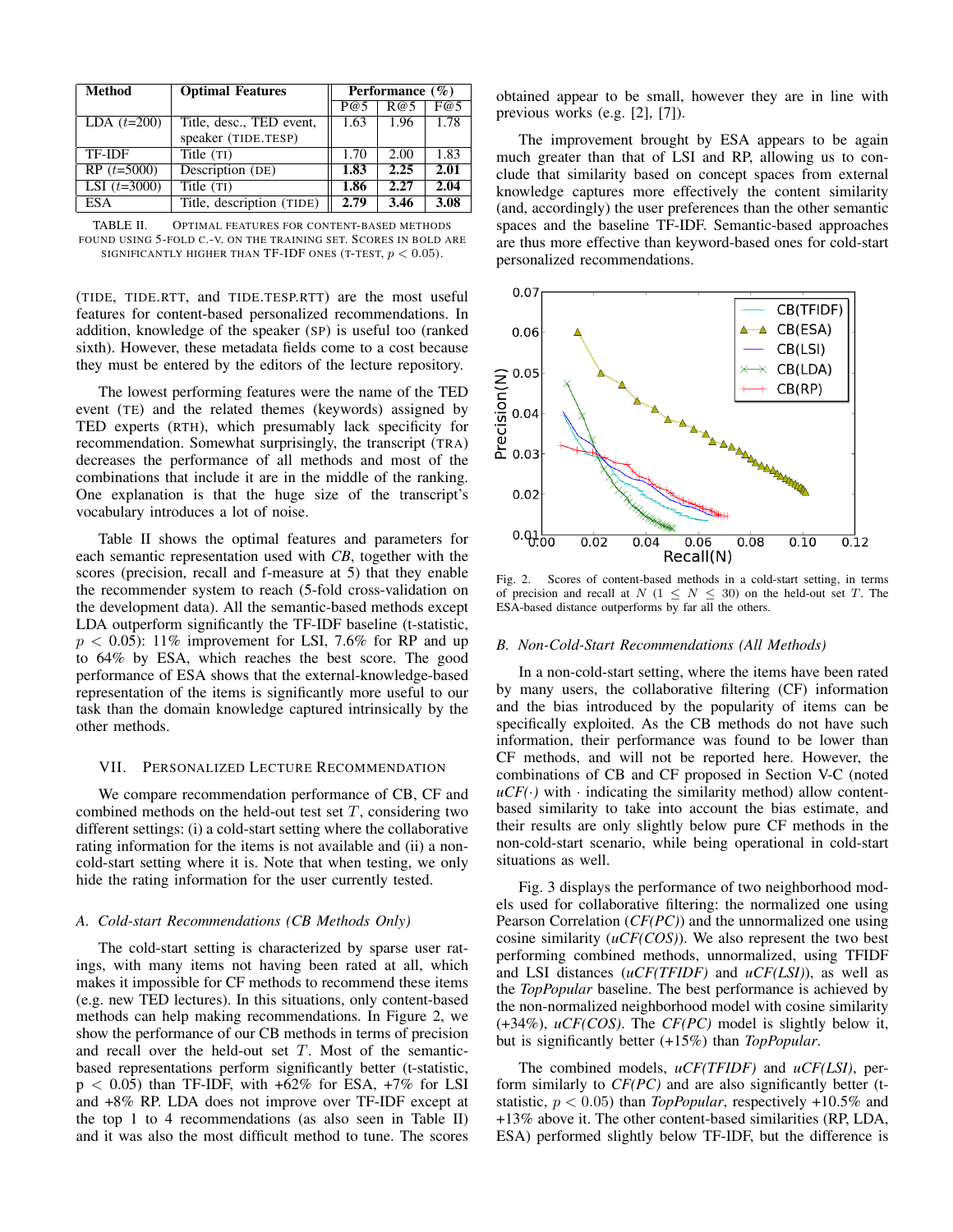| Method | Optimal Features | Performance (%) | | |
|---|---|---|---|---|
| | | P@5 | R@5 | F@5 |
| LDA ($t$=200) | Title, desc., TED event, speaker (TIDE.TESP) | 1.63 | 1.96 | 1.78 |
| TF-IDF | Title (TI) | 1.70 | 2.00 | 1.83 |
| RP ($t$=5000) | Description (DE) | **1.83** | **2.25** | **2.01** |
| LSI ($t$=3000) | Title (TI) | **1.86** | **2.27** | **2.04** |
| ESA | Title, description (TIDE) | **2.79** | **3.46** | **3.08** |

TABLE II. OPTIMAL FEATURES FOR CONTENT-BASED METHODS FOUND USING 5-FOLD C.-V. ON THE TRAINING SET. SCORES IN BOLD ARE SIGNIFICANTLY HIGHER THAN TF-IDF ONES (T-TEST, $p < 0.05$).

(TIDE, TIDE.RTT, and TIDE.TESP.RTT) are the most useful features for content-based personalized recommendations. In addition, knowledge of the speaker (SP) is useful too (ranked sixth). However, these metadata fields come to a cost because they must be entered by the editors of the lecture repository.

The lowest performing features were the name of the TED event (TE) and the related themes (keywords) assigned by TED experts (RTH), which presumably lack specificity for recommendation. Somewhat surprisingly, the transcript (TRA) decreases the performance of all methods and most of the combinations that include it are in the middle of the ranking. One explanation is that the huge size of the transcript's vocabulary introduces a lot of noise.

Table II shows the optimal features and parameters for each semantic representation used with *CB*, together with the scores (precision, recall and f-measure at 5) that they enable the recommender system to reach (5-fold cross-validation on the development data). All the semantic-based methods except LDA outperform significantly the TF-IDF baseline (t-statistic, $p < 0.05$): 11% improvement for LSI, 7.6% for RP and up to 64% by ESA, which reaches the best score. The good performance of ESA shows that the external-knowledge-based representation of the items is significantly more useful to our task than the domain knowledge captured intrinsically by the other methods.

## VII. Personalized Lecture Recommendation

We compare recommendation performance of CB, CF and combined methods on the held-out test set $T$, considering two different settings: (i) a cold-start setting where the collaborative rating information for the items is not available and (ii) a non-cold-start setting where it is. Note that when testing, we only hide the rating information for the user currently tested.

### A. Cold-start Recommendations (CB Methods Only)

The cold-start setting is characterized by sparse user ratings, with many items not having been rated at all, which makes it impossible for CF methods to recommend these items (e.g. new TED lectures). In this situations, only content-based methods can help making recommendations. In Figure 2, we show the performance of our CB methods in terms of precision and recall over the held-out set $T$. Most of the semantic-based representations perform significantly better (t-statistic, $p < 0.05$) than TF-IDF, with +62% for ESA, +7% for LSI and +8% RP. LDA does not improve over TF-IDF except at the top 1 to 4 recommendations (as also seen in Table II) and it was also the most difficult method to tune. The scores obtained appear to be small, however they are in line with previous works (e.g. [2], [7]).

The improvement brought by ESA appears to be again much greater than that of LSI and RP, allowing us to conclude that similarity based on concept spaces from external knowledge captures more effectively the content similarity (and, accordingly) the user preferences than the other semantic spaces and the baseline TF-IDF. Semantic-based approaches are thus more effective than keyword-based ones for cold-start personalized recommendations.

Fig. 2. Scores of content-based methods in a cold-start setting, in terms of precision and recall at $N$ ($1 \leq N \leq 30$) on the held-out set $T$. The ESA-based distance outperforms by far all the others.

### B. Non-Cold-Start Recommendations (All Methods)

In a non-cold-start setting, where the items have been rated by many users, the collaborative filtering (CF) information and the bias introduced by the popularity of items can be specifically exploited. As the CB methods do not have such information, their performance was found to be lower than CF methods, and will not be reported here. However, the combinations of CB and CF proposed in Section V-C (noted *uCF(·)* with · indicating the similarity method) allow content-based similarity to take into account the bias estimate, and their results are only slightly below pure CF methods in the non-cold-start scenario, while being operational in cold-start situations as well.

Fig. 3 displays the performance of two neighborhood models used for collaborative filtering: the normalized one using Pearson Correlation (*CF(PC)*) and the unnormalized one using cosine similarity (*uCF(COS)*). We also represent the two best performing combined methods, unnormalized, using TFIDF and LSI distances (*uCF(TFIDF)* and *uCF(LSI)*), as well as the *TopPopular* baseline. The best performance is achieved by the non-normalized neighborhood model with cosine similarity (+34%), *uCF(COS)*. The *CF(PC)* model is slightly below it, but is significantly better (+15%) than *TopPopular*.

The combined models, *uCF(TFIDF)* and *uCF(LSI)*, perform similarly to *CF(PC)* and are also significantly better (t-statistic, $p < 0.05$) than *TopPopular*, respectively +10.5% and +13% above it. The other content-based similarities (RP, LDA, ESA) performed slightly below TF-IDF, but the difference is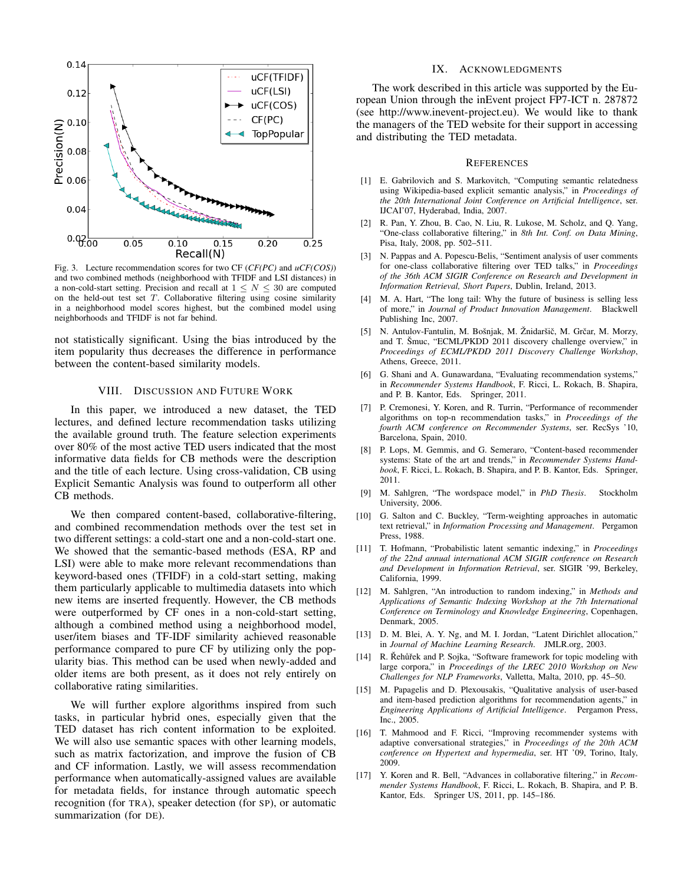0.14
0.12
0.10
0.08
0.06
0.04
0.02
Precision(N)
0.00
0.05
0.10
0.15
0.20
0.25
Recall(N)
uCF(TFIDF)
uCF(LSI)
uCF(COS)
CF(PC)
TopPopular

Fig. 3. Lecture recommendation scores for two CF (*CF(PC)* and *uCF(COS)*) and two combined methods (neighborhood with TFIDF and LSI distances) in a non-cold-start setting. Precision and recall at $1 \leq N \leq 30$ are computed on the held-out test set $T$. Collaborative filtering using cosine similarity in a neighborhood model scores highest, but the combined model using neighborhoods and TFIDF is not far behind.

not statistically significant. Using the bias introduced by the item popularity thus decreases the difference in performance between the content-based similarity models.

## VIII. Discussion and Future Work

In this paper, we introduced a new dataset, the TED lectures, and defined lecture recommendation tasks utilizing the available ground truth. The feature selection experiments over 80% of the most active TED users indicated that the most informative data fields for CB methods were the description and the title of each lecture. Using cross-validation, CB using Explicit Semantic Analysis was found to outperform all other CB methods.

We then compared content-based, collaborative-filtering, and combined recommendation methods over the test set in two different settings: a cold-start one and a non-cold-start one. We showed that the semantic-based methods (ESA, RP and LSI) were able to make more relevant recommendations than keyword-based ones (TFIDF) in a cold-start setting, making them particularly applicable to multimedia datasets into which new items are inserted frequently. However, the CB methods were outperformed by CF ones in a non-cold-start setting, although a combined method using a neighborhood model, user/item biases and TF-IDF similarity achieved reasonable performance compared to pure CF by utilizing only the popularity bias. This method can be used when newly-added and older items are both present, as it does not rely entirely on collaborative rating similarities.

We will further explore algorithms inspired from such tasks, in particular hybrid ones, especially given that the TED dataset has rich content information to be exploited. We will also use semantic spaces with other learning models, such as matrix factorization, and improve the fusion of CB and CF information. Lastly, we will assess recommendation performance when automatically-assigned values are available for metadata fields, for instance through automatic speech recognition (for TRA), speaker detection (for SP), or automatic summarization (for DE).

## IX. Acknowledgments

The work described in this article was supported by the European Union through the inEvent project FP7-ICT n. 287872 (see http://www.inevent-project.eu). We would like to thank the managers of the TED website for their support in accessing and distributing the TED metadata.

## References

[1] E. Gabrilovich and S. Markovitch, "Computing semantic relatedness using Wikipedia-based explicit semantic analysis," in *Proceedings of the 20th International Joint Conference on Artificial Intelligence*, ser. IJCAI'07, Hyderabad, India, 2007.

[2] R. Pan, Y. Zhou, B. Cao, N. Liu, R. Lukose, M. Scholz, and Q. Yang, "One-class collaborative filtering," in *8th Int. Conf. on Data Mining*, Pisa, Italy, 2008, pp. 502–511.

[3] N. Pappas and A. Popescu-Belis, "Sentiment analysis of user comments for one-class collaborative filtering over TED talks," in *Proceedings of the 36th ACM SIGIR Conference on Research and Development in Information Retrieval, Short Papers*, Dublin, Ireland, 2013.

[4] M. A. Hart, "The long tail: Why the future of business is selling less of more," in *Journal of Product Innovation Management*. Blackwell Publishing Inc, 2007.

[5] N. Antulov-Fantulin, M. Bošnjak, M. Žnidaršič, M. Grčar, M. Morzy, and T. Šmuc, "ECML/PKDD 2011 discovery challenge overview," in *Proceedings of ECML/PKDD 2011 Discovery Challenge Workshop*, Athens, Greece, 2011.

[6] G. Shani and A. Gunawardana, "Evaluating recommendation systems," in *Recommender Systems Handbook*, F. Ricci, L. Rokach, B. Shapira, and P. B. Kantor, Eds. Springer, 2011.

[7] P. Cremonesi, Y. Koren, and R. Turrin, "Performance of recommender algorithms on top-n recommendation tasks," in *Proceedings of the fourth ACM conference on Recommender Systems*, ser. RecSys '10, Barcelona, Spain, 2010.

[8] P. Lops, M. Gemmis, and G. Semeraro, "Content-based recommender systems: State of the art and trends," in *Recommender Systems Handbook*, F. Ricci, L. Rokach, B. Shapira, and P. B. Kantor, Eds. Springer, 2011.

[9] M. Sahlgren, "The wordspace model," in *PhD Thesis*. Stockholm University, 2006.

[10] G. Salton and C. Buckley, "Term-weighting approaches in automatic text retrieval," in *Information Processing and Management*. Pergamon Press, 1988.

[11] T. Hofmann, "Probabilistic latent semantic indexing," in *Proceedings of the 22nd annual international ACM SIGIR conference on Research and Development in Information Retrieval*, ser. SIGIR '99, Berkeley, California, 1999.

[12] M. Sahlgren, "An introduction to random indexing," in *Methods and Applications of Semantic Indexing Workshop at the 7th International Conference on Terminology and Knowledge Engineering*, Copenhagen, Denmark, 2005.

[13] D. M. Blei, A. Y. Ng, and M. I. Jordan, "Latent Dirichlet allocation," in *Journal of Machine Learning Research*. JMLR.org, 2003.

[14] R. Řehůřek and P. Sojka, "Software framework for topic modeling with large corpora," in *Proceedings of the LREC 2010 Workshop on New Challenges for NLP Frameworks*, Valletta, Malta, 2010, pp. 45–50.

[15] M. Papagelis and D. Plexousakis, "Qualitative analysis of user-based and item-based prediction algorithms for recommendation agents," in *Engineering Applications of Artificial Intelligence*. Pergamon Press, Inc., 2005.

[16] T. Mahmood and F. Ricci, "Improving recommender systems with adaptive conversational strategies," in *Proceedings of the 20th ACM conference on Hypertext and hypermedia*, ser. HT '09, Torino, Italy, 2009.

[17] Y. Koren and R. Bell, "Advances in collaborative filtering," in *Recommender Systems Handbook*, F. Ricci, L. Rokach, B. Shapira, and P. B. Kantor, Eds. Springer US, 2011, pp. 145–186.